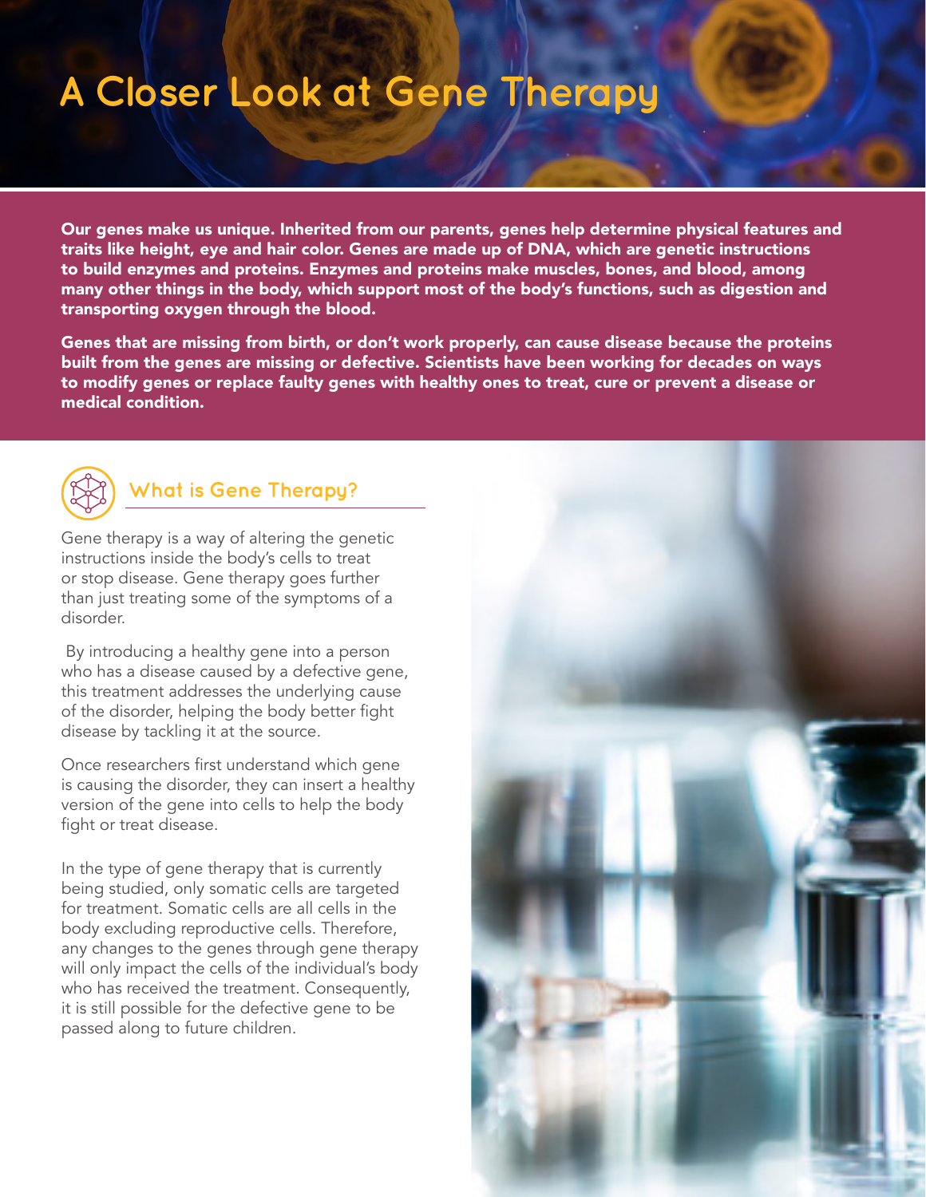# A Closer Look at Gene Therapy

**Our genes make us unique. Inherited from our parents, genes help determine physical features and traits like height, eye and hair color. Genes are made up of DNA, which are genetic instructions to build enzymes and proteins. Enzymes and proteins make muscles, bones, and blood, among many other things in the body, which support most of the body's functions, such as digestion and transporting oxygen through the blood.**

**Genes that are missing from birth, or don't work properly, can cause disease because the proteins built from the genes are missing or defective. Scientists have been working for decades on ways to modify genes or replace faulty genes with healthy ones to treat, cure or prevent a disease or medical condition.**

## What is Gene Therapy?

Gene therapy is a way of altering the genetic instructions inside the body's cells to treat or stop disease. Gene therapy goes further than just treating some of the symptoms of a disorder.

By introducing a healthy gene into a person who has a disease caused by a defective gene, this treatment addresses the underlying cause of the disorder, helping the body better fight disease by tackling it at the source.

Once researchers first understand which gene is causing the disorder, they can insert a healthy version of the gene into cells to help the body fight or treat disease.

In the type of gene therapy that is currently being studied, only somatic cells are targeted for treatment. Somatic cells are all cells in the body excluding reproductive cells. Therefore, any changes to the genes through gene therapy will only impact the cells of the individual's body who has received the treatment. Consequently, it is still possible for the defective gene to be passed along to future children.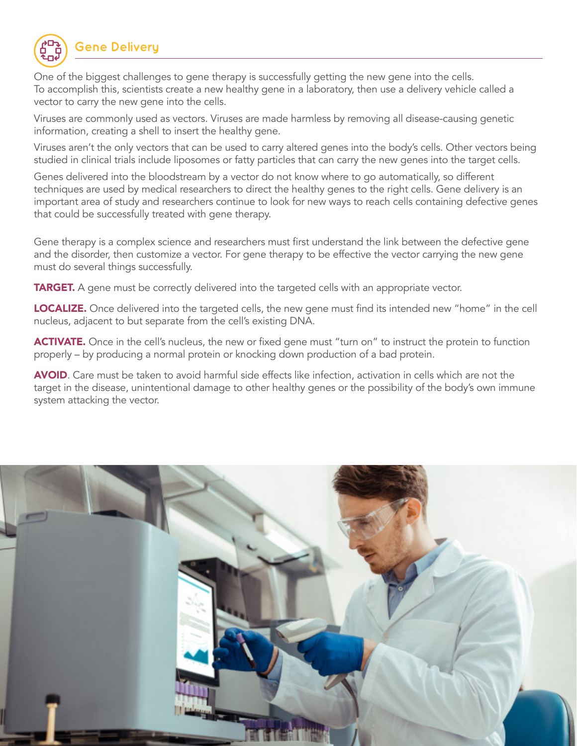## Gene Delivery

One of the biggest challenges to gene therapy is successfully getting the new gene into the cells. To accomplish this, scientists create a new healthy gene in a laboratory, then use a delivery vehicle called a vector to carry the new gene into the cells.

Viruses are commonly used as vectors. Viruses are made harmless by removing all disease-causing genetic information, creating a shell to insert the healthy gene.

Viruses aren't the only vectors that can be used to carry altered genes into the body's cells. Other vectors being studied in clinical trials include liposomes or fatty particles that can carry the new genes into the target cells.

Genes delivered into the bloodstream by a vector do not know where to go automatically, so different techniques are used by medical researchers to direct the healthy genes to the right cells. Gene delivery is an important area of study and researchers continue to look for new ways to reach cells containing defective genes that could be successfully treated with gene therapy.

Gene therapy is a complex science and researchers must first understand the link between the defective gene and the disorder, then customize a vector. For gene therapy to be effective the vector carrying the new gene must do several things successfully.

**TARGET.** A gene must be correctly delivered into the targeted cells with an appropriate vector.

**LOCALIZE.** Once delivered into the targeted cells, the new gene must find its intended new "home" in the cell nucleus, adjacent to but separate from the cell's existing DNA.

**ACTIVATE.** Once in the cell's nucleus, the new or fixed gene must "turn on" to instruct the protein to function properly – by producing a normal protein or knocking down production of a bad protein.

**AVOID**. Care must be taken to avoid harmful side effects like infection, activation in cells which are not the target in the disease, unintentional damage to other healthy genes or the possibility of the body's own immune system attacking the vector.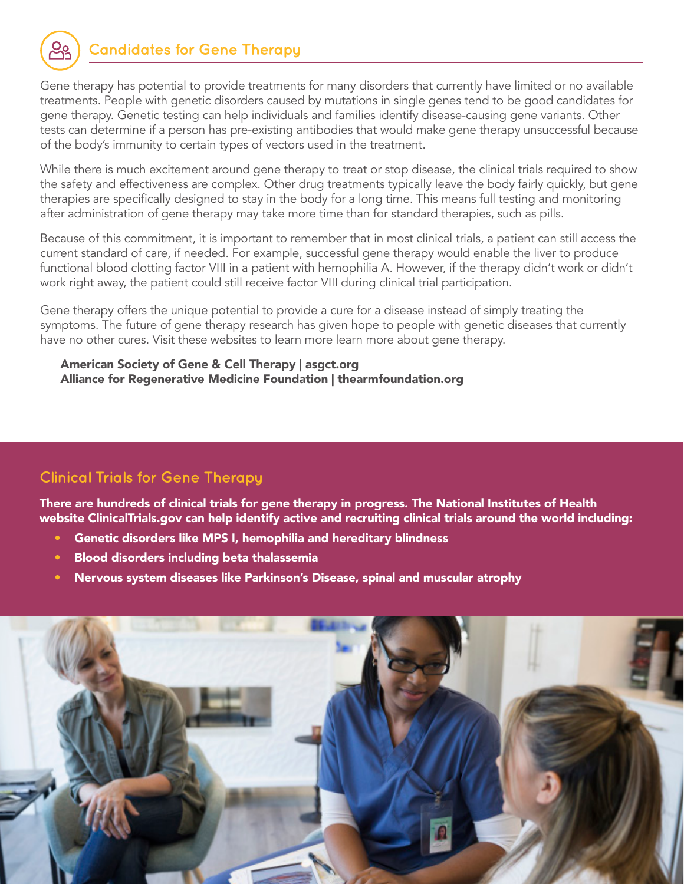## Candidates for Gene Therapy

Gene therapy has potential to provide treatments for many disorders that currently have limited or no available treatments. People with genetic disorders caused by mutations in single genes tend to be good candidates for gene therapy. Genetic testing can help individuals and families identify disease-causing gene variants. Other tests can determine if a person has pre-existing antibodies that would make gene therapy unsuccessful because of the body's immunity to certain types of vectors used in the treatment.

While there is much excitement around gene therapy to treat or stop disease, the clinical trials required to show the safety and effectiveness are complex. Other drug treatments typically leave the body fairly quickly, but gene therapies are specifically designed to stay in the body for a long time. This means full testing and monitoring after administration of gene therapy may take more time than for standard therapies, such as pills.

Because of this commitment, it is important to remember that in most clinical trials, a patient can still access the current standard of care, if needed. For example, successful gene therapy would enable the liver to produce functional blood clotting factor VIII in a patient with hemophilia A. However, if the therapy didn't work or didn't work right away, the patient could still receive factor VIII during clinical trial participation.

Gene therapy offers the unique potential to provide a cure for a disease instead of simply treating the symptoms. The future of gene therapy research has given hope to people with genetic diseases that currently have no other cures. Visit these websites to learn more learn more about gene therapy.

**American Society of Gene & Cell Therapy | asgct.org**
**Alliance for Regenerative Medicine Foundation | thearmfoundation.org**

## Clinical Trials for Gene Therapy

**There are hundreds of clinical trials for gene therapy in progress. The National Institutes of Health website ClinicalTrials.gov can help identify active and recruiting clinical trials around the world including:**

- **Genetic disorders like MPS I, hemophilia and hereditary blindness**
- **Blood disorders including beta thalassemia**
- **Nervous system diseases like Parkinson's Disease, spinal and muscular atrophy**